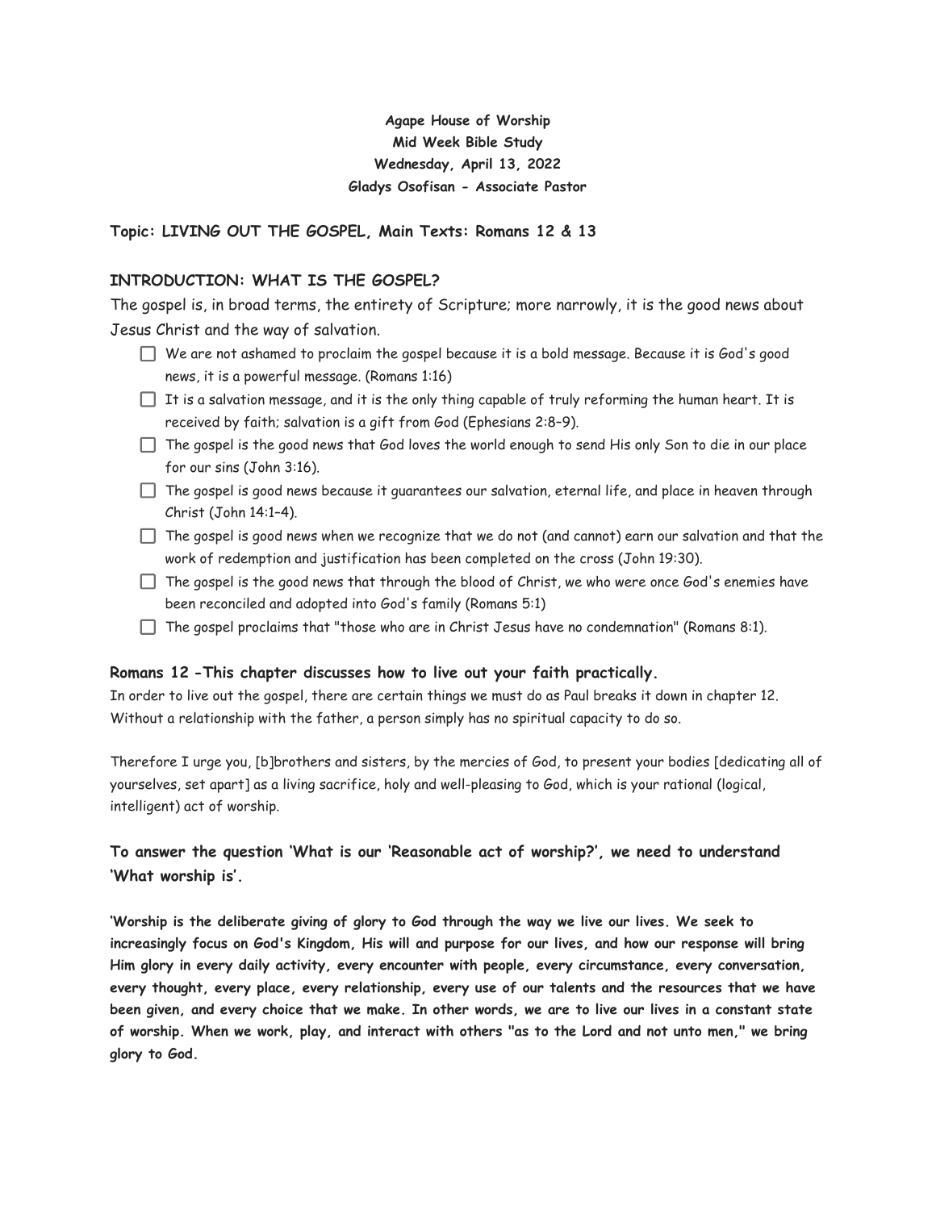**Agape House of Worship**
**Mid Week Bible Study**
**Wednesday, April 13, 2022**
**Gladys Osofisan - Associate Pastor**

### Topic: LIVING OUT THE GOSPEL, Main Texts: Romans 12 & 13

### INTRODUCTION: WHAT IS THE GOSPEL?

The gospel is, in broad terms, the entirety of Scripture; more narrowly, it is the good news about Jesus Christ and the way of salvation.

- [ ] We are not ashamed to proclaim the gospel because it is a bold message. Because it is God's good news, it is a powerful message. (Romans 1:16)
- [ ] It is a salvation message, and it is the only thing capable of truly reforming the human heart. It is received by faith; salvation is a gift from God (Ephesians 2:8–9).
- [ ] The gospel is the good news that God loves the world enough to send His only Son to die in our place for our sins (John 3:16).
- [ ] The gospel is good news because it guarantees our salvation, eternal life, and place in heaven through Christ (John 14:1–4).
- [ ] The gospel is good news when we recognize that we do not (and cannot) earn our salvation and that the work of redemption and justification has been completed on the cross (John 19:30).
- [ ] The gospel is the good news that through the blood of Christ, we who were once God's enemies have been reconciled and adopted into God's family (Romans 5:1)
- [ ] The gospel proclaims that "those who are in Christ Jesus have no condemnation" (Romans 8:1).

#### Romans 12 -This chapter discusses how to live out your faith practically.

In order to live out the gospel, there are certain things we must do as Paul breaks it down in chapter 12. Without a relationship with the father, a person simply has no spiritual capacity to do so.

Therefore I urge you, [b]brothers and sisters, by the mercies of God, to present your bodies [dedicating all of yourselves, set apart] as a living sacrifice, holy and well-pleasing to God, which is your rational (logical, intelligent) act of worship.

### To answer the question 'What is our 'Reasonable act of worship?', we need to understand 'What worship is'.

**'Worship is the deliberate giving of glory to God through the way we live our lives. We seek to increasingly focus on God's Kingdom, His will and purpose for our lives, and how our response will bring Him glory in every daily activity, every encounter with people, every circumstance, every conversation, every thought, every place, every relationship, every use of our talents and the resources that we have been given, and every choice that we make. In other words, we are to live our lives in a constant state of worship. When we work, play, and interact with others "as to the Lord and not unto men," we bring glory to God.**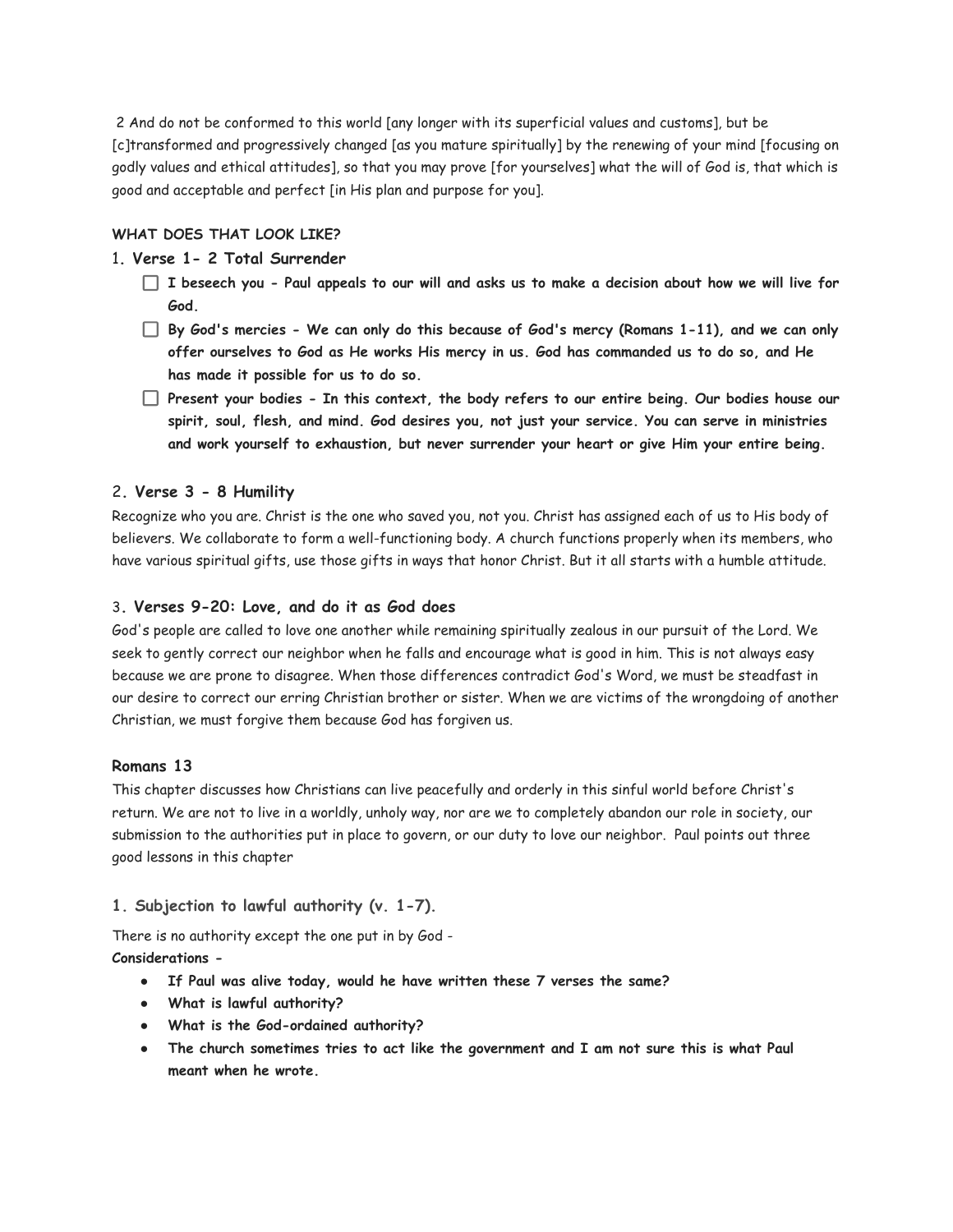2 And do not be conformed to this world [any longer with its superficial values and customs], but be [c]transformed and progressively changed [as you mature spiritually] by the renewing of your mind [focusing on godly values and ethical attitudes], so that you may prove [for yourselves] what the will of God is, that which is good and acceptable and perfect [in His plan and purpose for you].

**WHAT DOES THAT LOOK LIKE?**

### 1. Verse 1- 2 Total Surrender

- [ ] **I beseech you - Paul appeals to our will and asks us to make a decision about how we will live for God.**
- [ ] **By God's mercies - We can only do this because of God's mercy (Romans 1-11), and we can only offer ourselves to God as He works His mercy in us. God has commanded us to do so, and He has made it possible for us to do so.**
- [ ] **Present your bodies - In this context, the body refers to our entire being. Our bodies house our spirit, soul, flesh, and mind. God desires you, not just your service. You can serve in ministries and work yourself to exhaustion, but never surrender your heart or give Him your entire being.**

### 2. Verse 3 - 8 Humility

Recognize who you are. Christ is the one who saved you, not you. Christ has assigned each of us to His body of believers. We collaborate to form a well-functioning body. A church functions properly when its members, who have various spiritual gifts, use those gifts in ways that honor Christ. But it all starts with a humble attitude.

### 3. Verses 9-20: Love, and do it as God does

God's people are called to love one another while remaining spiritually zealous in our pursuit of the Lord. We seek to gently correct our neighbor when he falls and encourage what is good in him. This is not always easy because we are prone to disagree. When those differences contradict God's Word, we must be steadfast in our desire to correct our erring Christian brother or sister. When we are victims of the wrongdoing of another Christian, we must forgive them because God has forgiven us.

### Romans 13

This chapter discusses how Christians can live peacefully and orderly in this sinful world before Christ's return. We are not to live in a worldly, unholy way, nor are we to completely abandon our role in society, our submission to the authorities put in place to govern, or our duty to love our neighbor. Paul points out three good lessons in this chapter

### 1. Subjection to lawful authority (v. 1-7).

There is no authority except the one put in by God -

**Considerations -**

- **If Paul was alive today, would he have written these 7 verses the same?**
- **What is lawful authority?**
- **What is the God-ordained authority?**
- **The church sometimes tries to act like the government and I am not sure this is what Paul meant when he wrote.**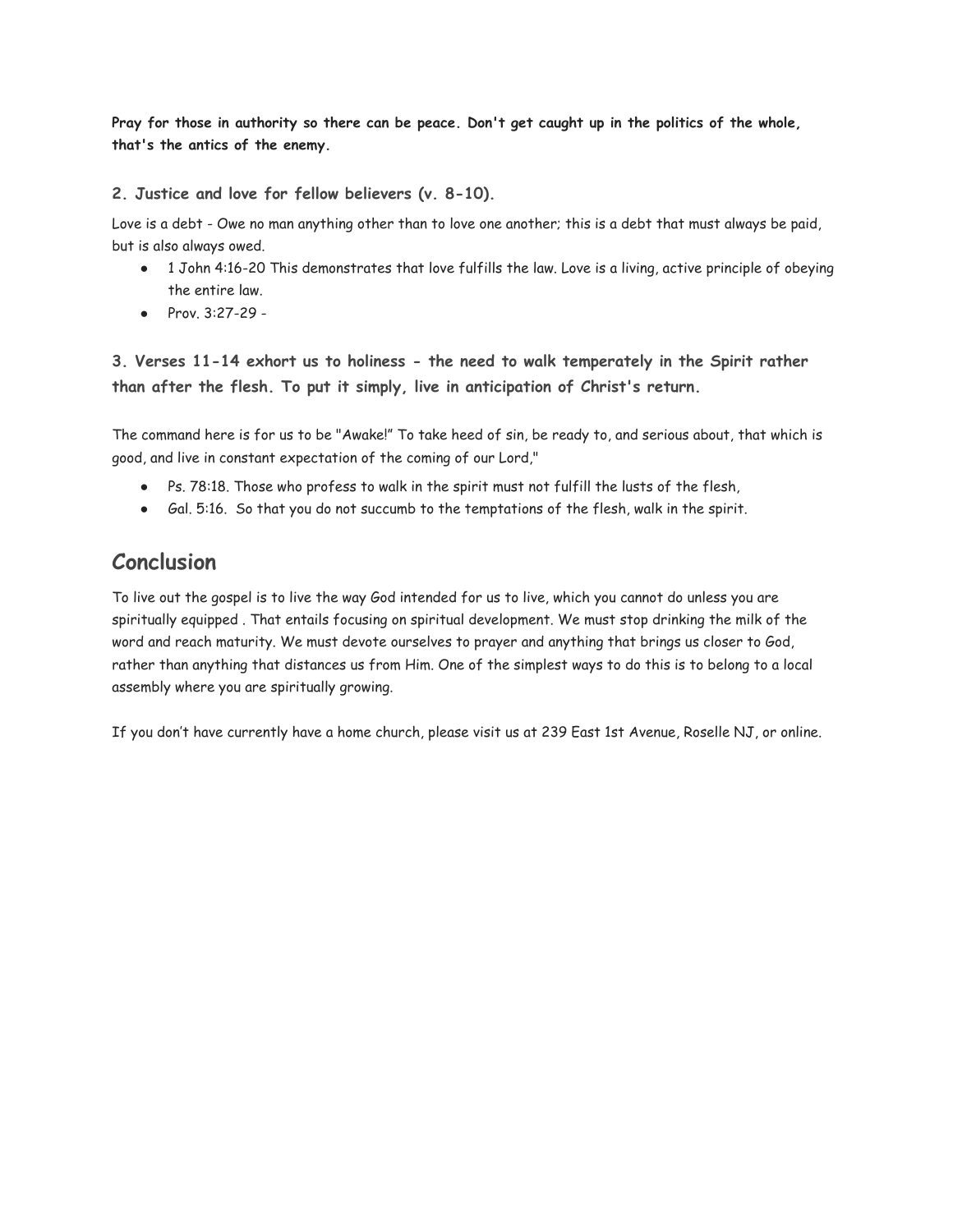**Pray for those in authority so there can be peace. Don't get caught up in the politics of the whole, that's the antics of the enemy.**

### 2. Justice and love for fellow believers (v. 8-10).

Love is a debt - Owe no man anything other than to love one another; this is a debt that must always be paid, but is also always owed.

- 1 John 4:16-20 This demonstrates that love fulfills the law. Love is a living, active principle of obeying the entire law.
- Prov. 3:27-29 -

### 3. Verses 11-14 exhort us to holiness - the need to walk temperately in the Spirit rather than after the flesh. To put it simply, live in anticipation of Christ's return.

The command here is for us to be "Awake!" To take heed of sin, be ready to, and serious about, that which is good, and live in constant expectation of the coming of our Lord,"

- Ps. 78:18. Those who profess to walk in the spirit must not fulfill the lusts of the flesh,
- Gal. 5:16. So that you do not succumb to the temptations of the flesh, walk in the spirit.

## Conclusion

To live out the gospel is to live the way God intended for us to live, which you cannot do unless you are spiritually equipped . That entails focusing on spiritual development. We must stop drinking the milk of the word and reach maturity. We must devote ourselves to prayer and anything that brings us closer to God, rather than anything that distances us from Him. One of the simplest ways to do this is to belong to a local assembly where you are spiritually growing.

If you don't have currently have a home church, please visit us at 239 East 1st Avenue, Roselle NJ, or online.